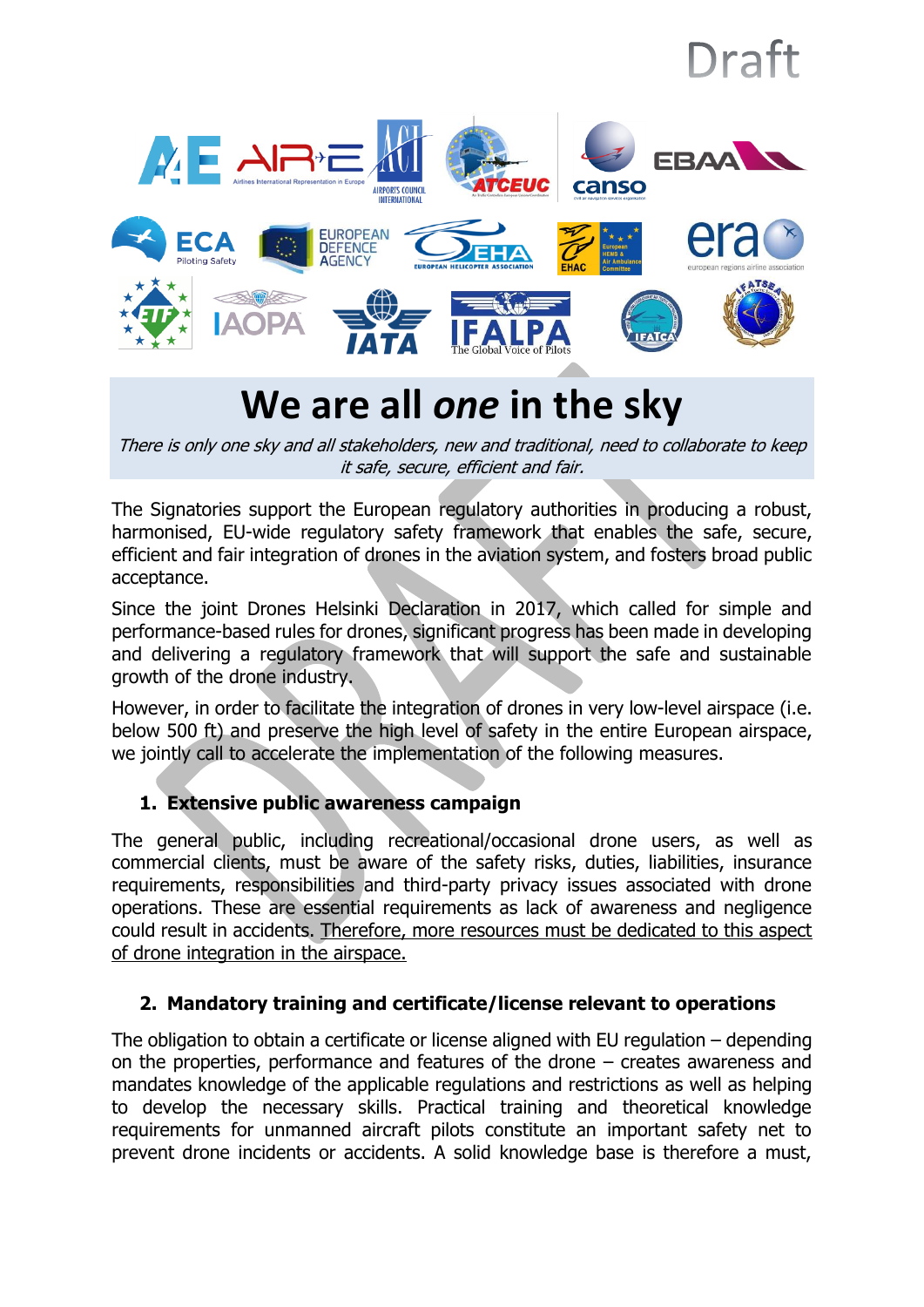Draft

# We are all *one* in the sky

*There is only one sky and all stakeholders, new and traditional, need to collaborate to keep it safe, secure, efficient and fair.*

The Signatories support the European regulatory authorities in producing a robust, harmonised, EU-wide regulatory safety framework that enables the safe, secure, efficient and fair integration of drones in the aviation system, and fosters broad public acceptance.

Since the joint Drones Helsinki Declaration in 2017, which called for simple and performance-based rules for drones, significant progress has been made in developing and delivering a regulatory framework that will support the safe and sustainable growth of the drone industry.

However, in order to facilitate the integration of drones in very low-level airspace (i.e. below 500 ft) and preserve the high level of safety in the entire European airspace, we jointly call to accelerate the implementation of the following measures.

## 1. Extensive public awareness campaign

The general public, including recreational/occasional drone users, as well as commercial clients, must be aware of the safety risks, duties, liabilities, insurance requirements, responsibilities and third-party privacy issues associated with drone operations. These are essential requirements as lack of awareness and negligence could result in accidents. <u>Therefore, more resources must be dedicated to this aspect of drone integration in the airspace.</u>

## 2. Mandatory training and certificate/license relevant to operations

The obligation to obtain a certificate or license aligned with EU regulation – depending on the properties, performance and features of the drone – creates awareness and mandates knowledge of the applicable regulations and restrictions as well as helping to develop the necessary skills. Practical training and theoretical knowledge requirements for unmanned aircraft pilots constitute an important safety net to prevent drone incidents or accidents. A solid knowledge base is therefore a must,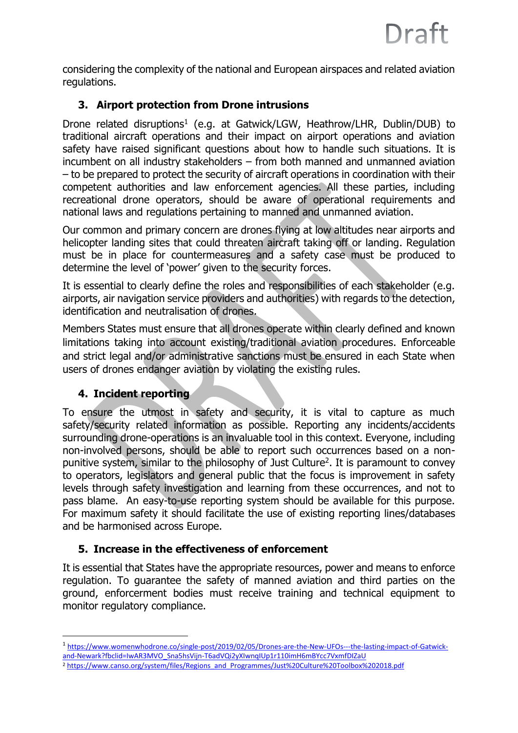considering the complexity of the national and European airspaces and related aviation regulations.

## 3. Airport protection from Drone intrusions

Drone related disruptions[1] (e.g. at Gatwick/LGW, Heathrow/LHR, Dublin/DUB) to traditional aircraft operations and their impact on airport operations and aviation safety have raised significant questions about how to handle such situations. It is incumbent on all industry stakeholders – from both manned and unmanned aviation – to be prepared to protect the security of aircraft operations in coordination with their competent authorities and law enforcement agencies. All these parties, including recreational drone operators, should be aware of operational requirements and national laws and regulations pertaining to manned and unmanned aviation.

Our common and primary concern are drones flying at low altitudes near airports and helicopter landing sites that could threaten aircraft taking off or landing. Regulation must be in place for countermeasures and a safety case must be produced to determine the level of 'power' given to the security forces.

It is essential to clearly define the roles and responsibilities of each stakeholder (e.g. airports, air navigation service providers and authorities) with regards to the detection, identification and neutralisation of drones.

Members States must ensure that all drones operate within clearly defined and known limitations taking into account existing/traditional aviation procedures. Enforceable and strict legal and/or administrative sanctions must be ensured in each State when users of drones endanger aviation by violating the existing rules.

## 4. Incident reporting

To ensure the utmost in safety and security, it is vital to capture as much safety/security related information as possible. Reporting any incidents/accidents surrounding drone-operations is an invaluable tool in this context. Everyone, including non-involved persons, should be able to report such occurrences based on a non-punitive system, similar to the philosophy of Just Culture[2]. It is paramount to convey to operators, legislators and general public that the focus is improvement in safety levels through safety investigation and learning from these occurrences, and not to pass blame. An easy-to-use reporting system should be available for this purpose. For maximum safety it should facilitate the use of existing reporting lines/databases and be harmonised across Europe.

## 5. Increase in the effectiveness of enforcement

It is essential that States have the appropriate resources, power and means to enforce regulation. To guarantee the safety of manned aviation and third parties on the ground, enforcerment bodies must receive training and technical equipment to monitor regulatory compliance.

---

[1] https://www.womenwhodrone.co/single-post/2019/02/05/Drones-are-the-New-UFOs---the-lasting-impact-of-Gatwick-and-Newark?fbclid=IwAR3MVO_Sna5hsVijn-T6adVQi2yXIwnqIUp1r110imH6mBYcc7VxmfDIZaU

[2] https://www.canso.org/system/files/Regions_and_Programmes/Just%20Culture%20Toolbox%202018.pdf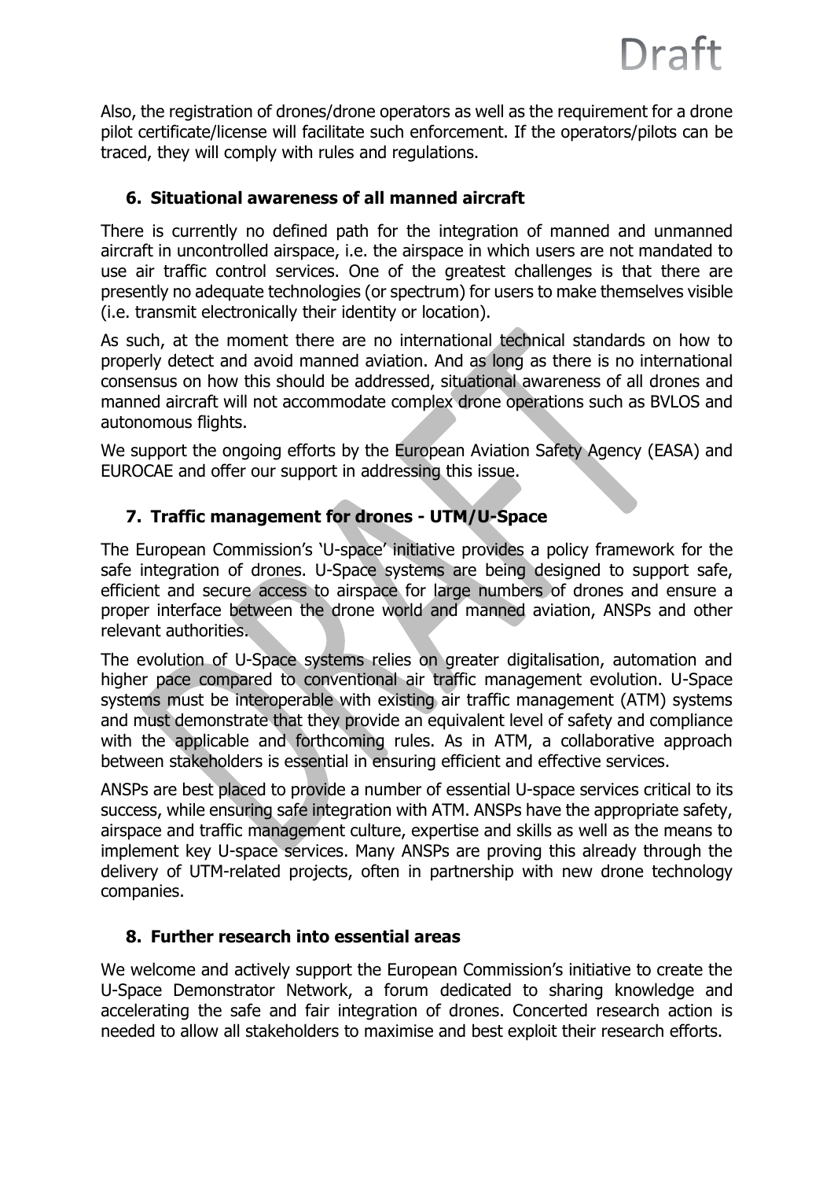Also, the registration of drones/drone operators as well as the requirement for a drone pilot certificate/license will facilitate such enforcement. If the operators/pilots can be traced, they will comply with rules and regulations.

## 6. Situational awareness of all manned aircraft

There is currently no defined path for the integration of manned and unmanned aircraft in uncontrolled airspace, i.e. the airspace in which users are not mandated to use air traffic control services. One of the greatest challenges is that there are presently no adequate technologies (or spectrum) for users to make themselves visible (i.e. transmit electronically their identity or location).

As such, at the moment there are no international technical standards on how to properly detect and avoid manned aviation. And as long as there is no international consensus on how this should be addressed, situational awareness of all drones and manned aircraft will not accommodate complex drone operations such as BVLOS and autonomous flights.

We support the ongoing efforts by the European Aviation Safety Agency (EASA) and EUROCAE and offer our support in addressing this issue.

## 7. Traffic management for drones - UTM/U-Space

The European Commission's 'U-space' initiative provides a policy framework for the safe integration of drones. U-Space systems are being designed to support safe, efficient and secure access to airspace for large numbers of drones and ensure a proper interface between the drone world and manned aviation, ANSPs and other relevant authorities.

The evolution of U-Space systems relies on greater digitalisation, automation and higher pace compared to conventional air traffic management evolution. U-Space systems must be interoperable with existing air traffic management (ATM) systems and must demonstrate that they provide an equivalent level of safety and compliance with the applicable and forthcoming rules. As in ATM, a collaborative approach between stakeholders is essential in ensuring efficient and effective services.

ANSPs are best placed to provide a number of essential U-space services critical to its success, while ensuring safe integration with ATM. ANSPs have the appropriate safety, airspace and traffic management culture, expertise and skills as well as the means to implement key U-space services. Many ANSPs are proving this already through the delivery of UTM-related projects, often in partnership with new drone technology companies.

## 8. Further research into essential areas

We welcome and actively support the European Commission's initiative to create the U-Space Demonstrator Network, a forum dedicated to sharing knowledge and accelerating the safe and fair integration of drones. Concerted research action is needed to allow all stakeholders to maximise and best exploit their research efforts.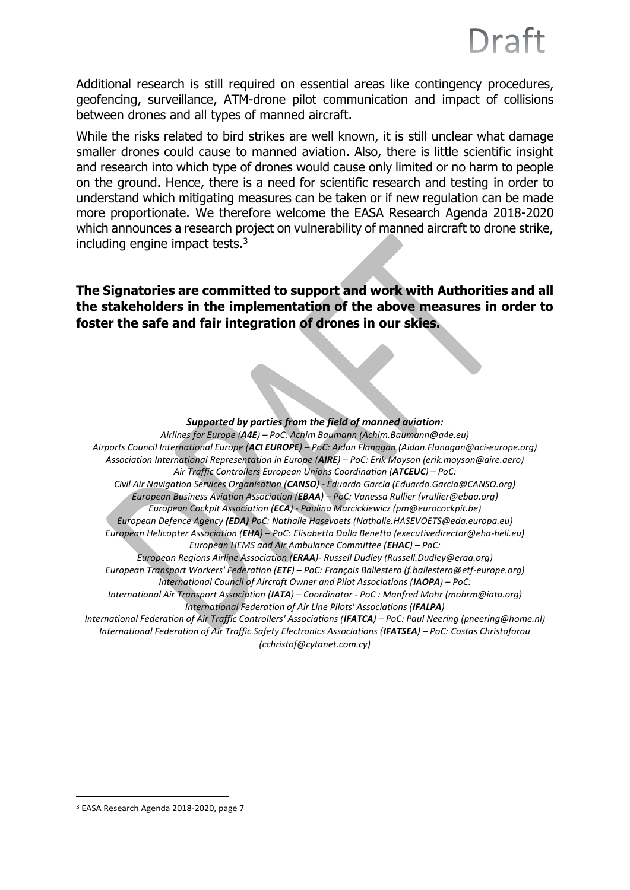Additional research is still required on essential areas like contingency procedures, geofencing, surveillance, ATM-drone pilot communication and impact of collisions between drones and all types of manned aircraft.

While the risks related to bird strikes are well known, it is still unclear what damage smaller drones could cause to manned aviation. Also, there is little scientific insight and research into which type of drones would cause only limited or no harm to people on the ground. Hence, there is a need for scientific research and testing in order to understand which mitigating measures can be taken or if new regulation can be made more proportionate. We therefore welcome the EASA Research Agenda 2018-2020 which announces a research project on vulnerability of manned aircraft to drone strike, including engine impact tests.[3]

**The Signatories are committed to support and work with Authorities and all the stakeholders in the implementation of the above measures in order to foster the safe and fair integration of drones in our skies.**

***Supported by parties from the field of manned aviation:***

*Airlines for Europe (**A4E**) – PoC: Achim Baumann (Achim.Baumann@a4e.eu)*
*Airports Council International Europe (**ACI EUROPE**) – PoC: Aidan Flanagan (Aidan.Flanagan@aci-europe.org)*
*Association International Representation in Europe (**AIRE**) – PoC: Erik Moyson (erik.moyson@aire.aero)*
*Air Traffic Controllers European Unions Coordination (**ATCEUC**) – PoC:*
*Civil Air Navigation Services Organisation (**CANSO**) - Eduardo García (Eduardo.Garcia@CANSO.org)*
*European Business Aviation Association (**EBAA**) – PoC: Vanessa Rullier (vrullier@ebaa.org)*
*European Cockpit Association (**ECA**) - Paulina Marcickiewicz (pm@eurocockpit.be)*
*European Defence Agency **(EDA)** PoC: Nathalie Hasevoets (Nathalie.HASEVOETS@eda.europa.eu)*
*European Helicopter Association (**EHA**) – PoC: Elisabetta Dalla Benetta (executivedirector@eha-heli.eu)*
*European HEMS and Air Ambulance Committee (**EHAC**) – PoC:*
*European Regions Airline Association (**ERAA**)- Russell Dudley (Russell.Dudley@eraa.org)*
*European Transport Workers' Federation (**ETF**) – PoC: François Ballestero (f.ballestero@etf-europe.org)*
*International Council of Aircraft Owner and Pilot Associations (**IAOPA**) – PoC:*
*International Air Transport Association (**IATA**) – Coordinator - PoC : Manfred Mohr (mohrm@iata.org)*
*International Federation of Air Line Pilots' Associations (**IFALPA**)*
*International Federation of Air Traffic Controllers' Associations (**IFATCA**) – PoC: Paul Neering (pneering@home.nl)*
*International Federation of Air Traffic Safety Electronics Associations (**IFATSEA**) – PoC: Costas Christoforou (cchristof@cytanet.com.cy)*

[3] EASA Research Agenda 2018-2020, page 7